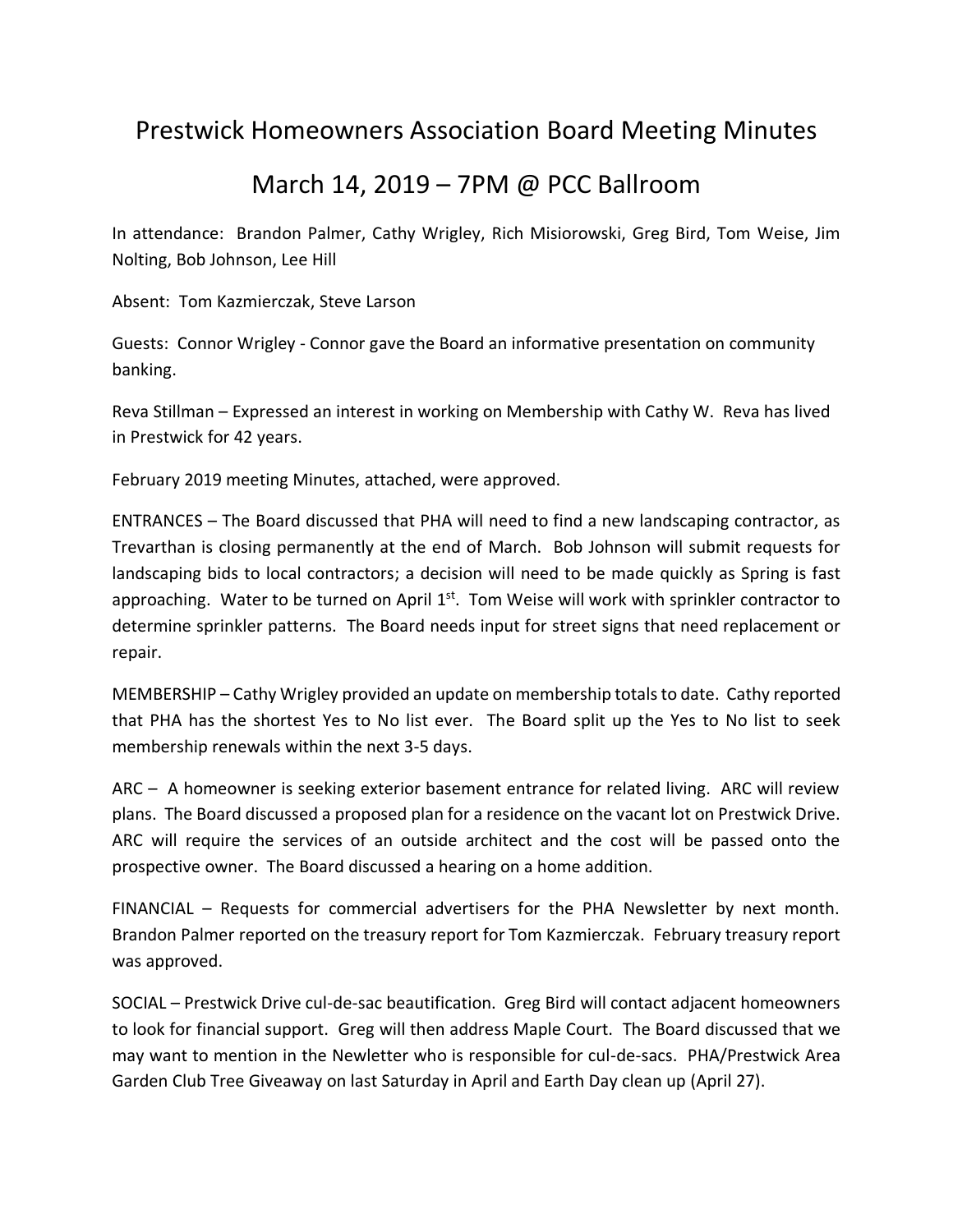# Prestwick Homeowners Association Board Meeting Minutes

## March 14, 2019 – 7PM @ PCC Ballroom

In attendance: Brandon Palmer, Cathy Wrigley, Rich Misiorowski, Greg Bird, Tom Weise, Jim Nolting, Bob Johnson, Lee Hill

Absent: Tom Kazmierczak, Steve Larson

Guests: Connor Wrigley - Connor gave the Board an informative presentation on community banking.

Reva Stillman – Expressed an interest in working on Membership with Cathy W. Reva has lived in Prestwick for 42 years.

February 2019 meeting Minutes, attached, were approved.

ENTRANCES – The Board discussed that PHA will need to find a new landscaping contractor, as Trevarthan is closing permanently at the end of March. Bob Johnson will submit requests for landscaping bids to local contractors; a decision will need to be made quickly as Spring is fast approaching. Water to be turned on April 1st. Tom Weise will work with sprinkler contractor to determine sprinkler patterns. The Board needs input for street signs that need replacement or repair.

MEMBERSHIP – Cathy Wrigley provided an update on membership totals to date. Cathy reported that PHA has the shortest Yes to No list ever. The Board split up the Yes to No list to seek membership renewals within the next 3-5 days.

ARC – A homeowner is seeking exterior basement entrance for related living. ARC will review plans. The Board discussed a proposed plan for a residence on the vacant lot on Prestwick Drive. ARC will require the services of an outside architect and the cost will be passed onto the prospective owner. The Board discussed a hearing on a home addition.

FINANCIAL – Requests for commercial advertisers for the PHA Newsletter by next month. Brandon Palmer reported on the treasury report for Tom Kazmierczak. February treasury report was approved.

SOCIAL – Prestwick Drive cul-de-sac beautification. Greg Bird will contact adjacent homeowners to look for financial support. Greg will then address Maple Court. The Board discussed that we may want to mention in the Newletter who is responsible for cul-de-sacs. PHA/Prestwick Area Garden Club Tree Giveaway on last Saturday in April and Earth Day clean up (April 27).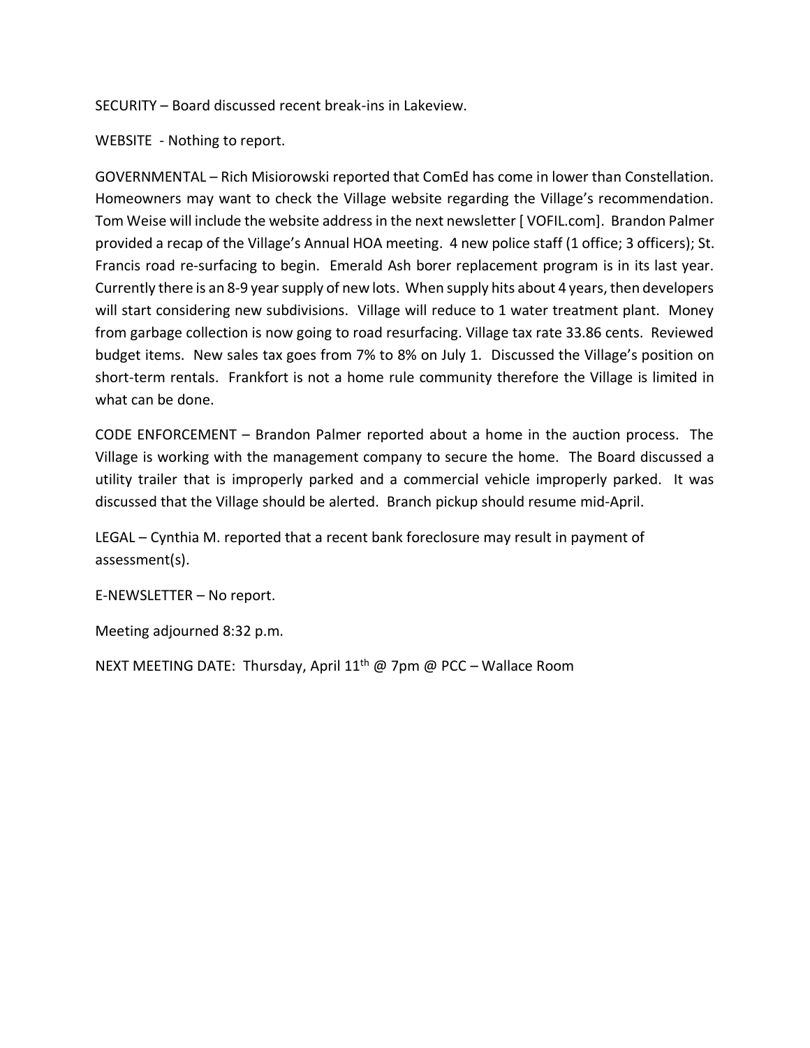SECURITY – Board discussed recent break-ins in Lakeview.

WEBSITE - Nothing to report.

GOVERNMENTAL – Rich Misiorowski reported that ComEd has come in lower than Constellation. Homeowners may want to check the Village website regarding the Village's recommendation. Tom Weise will include the website address in the next newsletter [ VOFIL.com]. Brandon Palmer provided a recap of the Village's Annual HOA meeting. 4 new police staff (1 office; 3 officers); St. Francis road re-surfacing to begin. Emerald Ash borer replacement program is in its last year. Currently there is an 8-9 year supply of new lots. When supply hits about 4 years, then developers will start considering new subdivisions. Village will reduce to 1 water treatment plant. Money from garbage collection is now going to road resurfacing. Village tax rate 33.86 cents. Reviewed budget items. New sales tax goes from 7% to 8% on July 1. Discussed the Village's position on short-term rentals. Frankfort is not a home rule community therefore the Village is limited in what can be done.

CODE ENFORCEMENT – Brandon Palmer reported about a home in the auction process. The Village is working with the management company to secure the home. The Board discussed a utility trailer that is improperly parked and a commercial vehicle improperly parked. It was discussed that the Village should be alerted. Branch pickup should resume mid-April.

LEGAL – Cynthia M. reported that a recent bank foreclosure may result in payment of assessment(s).

E-NEWSLETTER – No report.

Meeting adjourned 8:32 p.m.

NEXT MEETING DATE: Thursday, April 11th @ 7pm @ PCC – Wallace Room